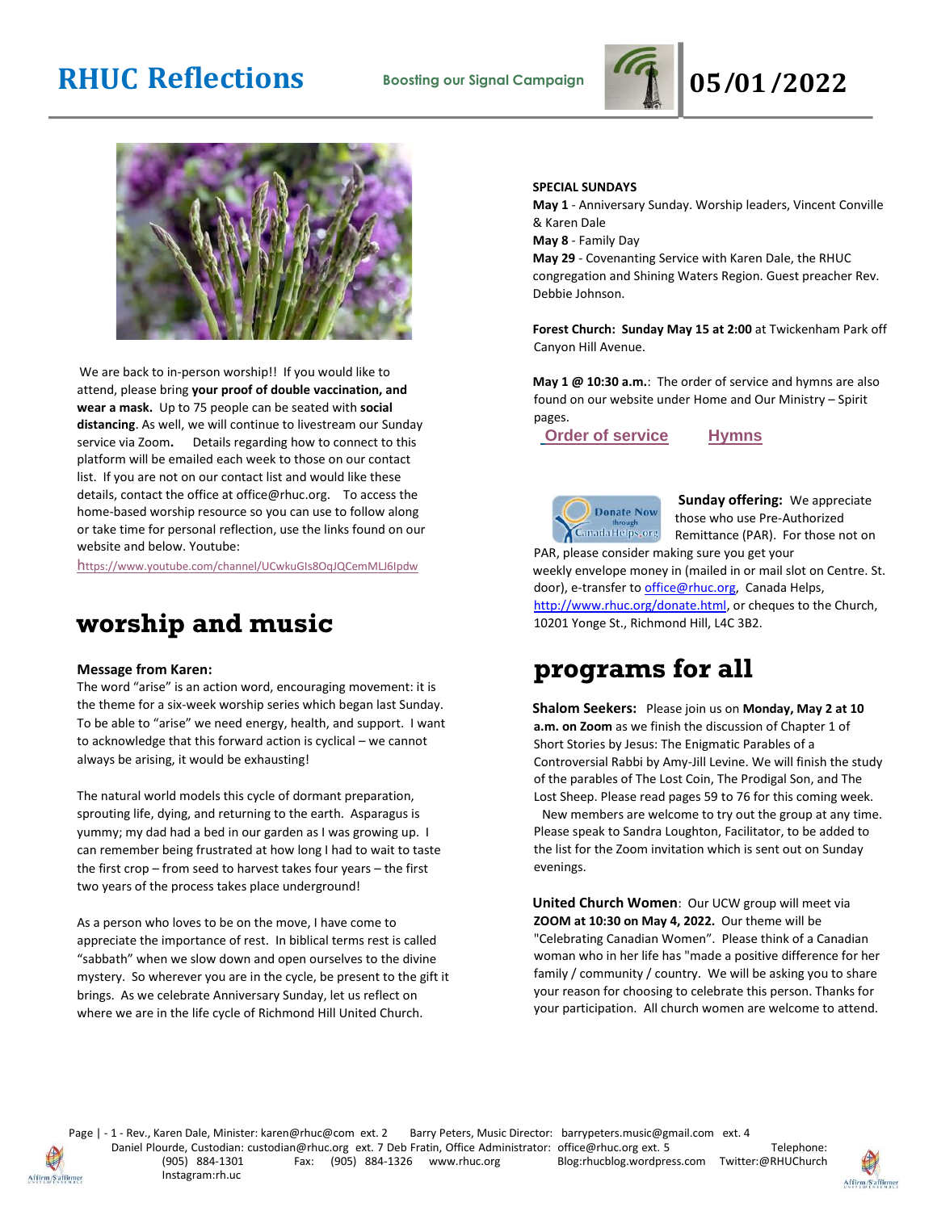# RHUC Reflections

**Boosting our Signal Campaign**

**05/01/2022**

We are back to in-person worship!! If you would like to attend, please bring **your proof of double vaccination, and wear a mask.** Up to 75 people can be seated with **social distancing**. As well, we will continue to livestream our Sunday service via Zoom**.** Details regarding how to connect to this platform will be emailed each week to those on our contact list. If you are not on our contact list and would like these details, contact the office at office@rhuc.org. To access the home-based worship resource so you can use to follow along or take time for personal reflection, use the links found on our website and below. Youtube:

https://www.youtube.com/channel/UCwkuGIs8OqJQCemMLJ6Ipdw

## worship and music

**Message from Karen:**

The word "arise" is an action word, encouraging movement: it is the theme for a six-week worship series which began last Sunday. To be able to "arise" we need energy, health, and support. I want to acknowledge that this forward action is cyclical – we cannot always be arising, it would be exhausting!

The natural world models this cycle of dormant preparation, sprouting life, dying, and returning to the earth. Asparagus is yummy; my dad had a bed in our garden as I was growing up. I can remember being frustrated at how long I had to wait to taste the first crop – from seed to harvest takes four years – the first two years of the process takes place underground!

As a person who loves to be on the move, I have come to appreciate the importance of rest. In biblical terms rest is called "sabbath" when we slow down and open ourselves to the divine mystery. So wherever you are in the cycle, be present to the gift it brings. As we celebrate Anniversary Sunday, let us reflect on where we are in the life cycle of Richmond Hill United Church.

**SPECIAL SUNDAYS**

**May 1** - Anniversary Sunday. Worship leaders, Vincent Conville & Karen Dale

**May 8** - Family Day

**May 29** - Covenanting Service with Karen Dale, the RHUC congregation and Shining Waters Region. Guest preacher Rev. Debbie Johnson.

**Forest Church: Sunday May 15 at 2:00** at Twickenham Park off Canyon Hill Avenue.

**May 1 @ 10:30 a.m.**: The order of service and hymns are also found on our website under Home and Our Ministry – Spirit pages.

**Order of service**  **Hymns**

**Sunday offering:** We appreciate those who use Pre-Authorized Remittance (PAR). For those not on PAR, please consider making sure you get your weekly envelope money in (mailed in or mail slot on Centre. St. door), e-transfer to office@rhuc.org, Canada Helps, http://www.rhuc.org/donate.html, or cheques to the Church, 10201 Yonge St., Richmond Hill, L4C 3B2.

## programs for all

**Shalom Seekers:** Please join us on **Monday, May 2 at 10 a.m. on Zoom** as we finish the discussion of Chapter 1 of Short Stories by Jesus: The Enigmatic Parables of a Controversial Rabbi by Amy-Jill Levine. We will finish the study of the parables of The Lost Coin, The Prodigal Son, and The Lost Sheep. Please read pages 59 to 76 for this coming week. New members are welcome to try out the group at any time. Please speak to Sandra Loughton, Facilitator, to be added to the list for the Zoom invitation which is sent out on Sunday evenings.

**United Church Women**: Our UCW group will meet via **ZOOM at 10:30 on May 4, 2022.** Our theme will be "Celebrating Canadian Women". Please think of a Canadian woman who in her life has "made a positive difference for her family / community / country. We will be asking you to share your reason for choosing to celebrate this person. Thanks for your participation. All church women are welcome to attend.

Rev., Karen Dale, Minister: karen@rhuc@com ext. 2 Barry Peters, Music Director: barrypeters.music@gmail.com ext. 4
Daniel Plourde, Custodian: custodian@rhuc.org ext. 7 Deb Fratin, Office Administrator: office@rhuc.org ext. 5 Telephone: (905) 884-1301 Fax: (905) 884-1326 www.rhuc.org Blog:rhucblog.wordpress.com Twitter:@RHUChurch Instagram:rh.uc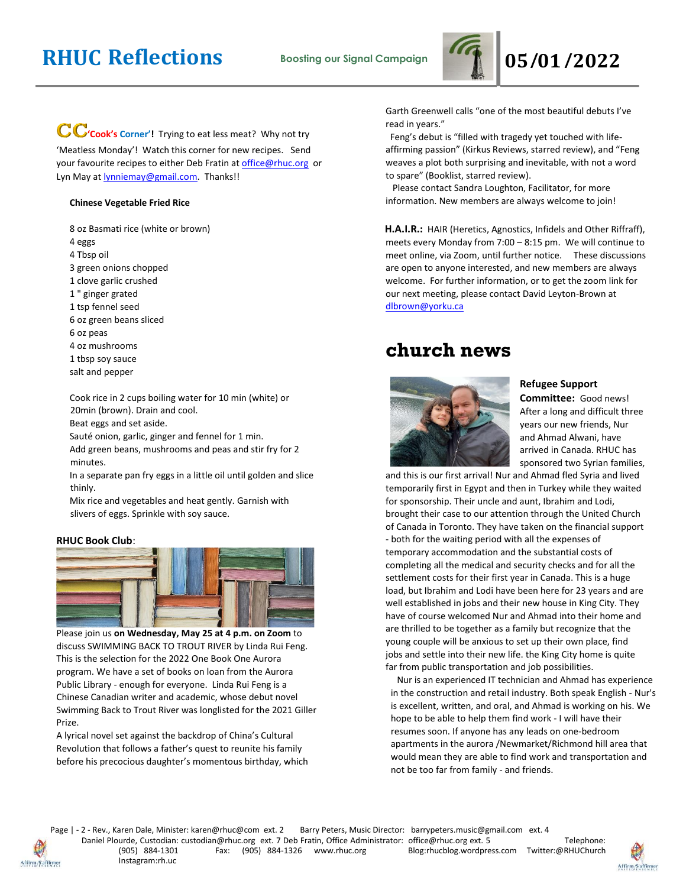# RHUC Reflections

**Boosting our Signal Campaign**

**05/01/2022**

**CC 'Cook's Corner'!** Trying to eat less meat? Why not try 'Meatless Monday'! Watch this corner for new recipes. Send your favourite recipes to either Deb Fratin at office@rhuc.org or Lyn May at lynniemay@gmail.com. Thanks!!

**Chinese Vegetable Fried Rice**

8 oz Basmati rice (white or brown)
4 eggs
4 Tbsp oil
3 green onions chopped
1 clove garlic crushed
1 " ginger grated
1 tsp fennel seed
6 oz green beans sliced
6 oz peas
4 oz mushrooms
1 tbsp soy sauce
salt and pepper

Cook rice in 2 cups boiling water for 10 min (white) or 20min (brown). Drain and cool.
Beat eggs and set aside.
Sauté onion, garlic, ginger and fennel for 1 min.
Add green beans, mushrooms and peas and stir fry for 2 minutes.
In a separate pan fry eggs in a little oil until golden and slice thinly.
Mix rice and vegetables and heat gently. Garnish with slivers of eggs. Sprinkle with soy sauce.

**RHUC Book Club**:

Please join us **on Wednesday, May 25 at 4 p.m. on Zoom** to discuss SWIMMING BACK TO TROUT RIVER by Linda Rui Feng. This is the selection for the 2022 One Book One Aurora program. We have a set of books on loan from the Aurora Public Library - enough for everyone. Linda Rui Feng is a Chinese Canadian writer and academic, whose debut novel Swimming Back to Trout River was longlisted for the 2021 Giller Prize.

A lyrical novel set against the backdrop of China's Cultural Revolution that follows a father's quest to reunite his family before his precocious daughter's momentous birthday, which Garth Greenwell calls "one of the most beautiful debuts I've read in years."

Feng's debut is "filled with tragedy yet touched with life-affirming passion" (Kirkus Reviews, starred review), and "Feng weaves a plot both surprising and inevitable, with not a word to spare" (Booklist, starred review).

Please contact Sandra Loughton, Facilitator, for more information. New members are always welcome to join!

**H.A.I.R.:** HAIR (Heretics, Agnostics, Infidels and Other Riffraff), meets every Monday from 7:00 – 8:15 pm. We will continue to meet online, via Zoom, until further notice. These discussions are open to anyone interested, and new members are always welcome. For further information, or to get the zoom link for our next meeting, please contact David Leyton-Brown at dlbrown@yorku.ca

## church news

**Refugee Support Committee:** Good news! After a long and difficult three years our new friends, Nur and Ahmad Alwani, have arrived in Canada. RHUC has sponsored two Syrian families, and this is our first arrival! Nur and Ahmad fled Syria and lived temporarily first in Egypt and then in Turkey while they waited for sponsorship. Their uncle and aunt, Ibrahim and Lodi, brought their case to our attention through the United Church of Canada in Toronto. They have taken on the financial support - both for the waiting period with all the expenses of temporary accommodation and the substantial costs of completing all the medical and security checks and for all the settlement costs for their first year in Canada. This is a huge load, but Ibrahim and Lodi have been here for 23 years and are well established in jobs and their new house in King City. They have of course welcomed Nur and Ahmad into their home and are thrilled to be together as a family but recognize that the young couple will be anxious to set up their own place, find jobs and settle into their new life. the King City home is quite far from public transportation and job possibilities.

Nur is an experienced IT technician and Ahmad has experience in the construction and retail industry. Both speak English - Nur's is excellent, written, and oral, and Ahmad is working on his. We hope to be able to help them find work - I will have their resumes soon. If anyone has any leads on one-bedroom apartments in the aurora /Newmarket/Richmond hill area that would mean they are able to find work and transportation and not be too far from family - and friends.

Rev., Karen Dale, Minister: karen@rhuc@com ext. 2 Barry Peters, Music Director: barrypeters.music@gmail.com ext. 4 Daniel Plourde, Custodian: custodian@rhuc.org ext. 7 Deb Fratin, Office Administrator: office@rhuc.org ext. 5 Telephone: (905) 884-1301 Fax: (905) 884-1326 www.rhuc.org Blog:rhucblog.wordpress.com Twitter:@RHUChurch Instagram:rh.uc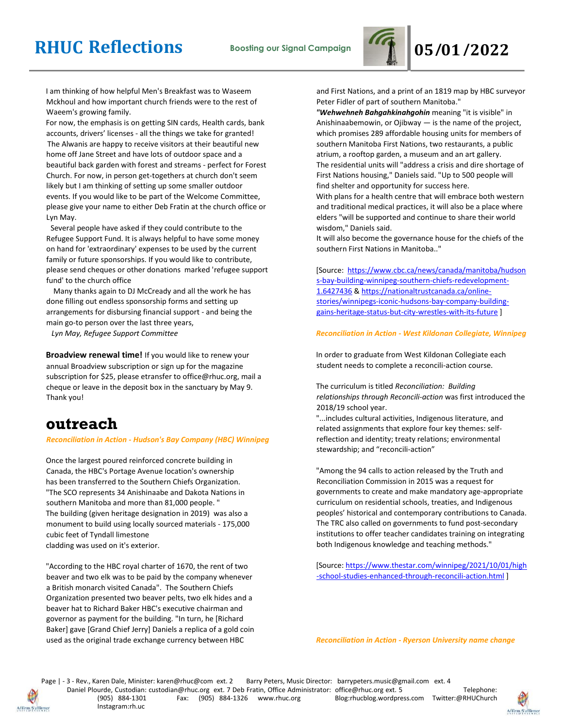I am thinking of how helpful Men's Breakfast was to Waseem Mckhoul and how important church friends were to the rest of Waeem's growing family.
For now, the emphasis is on getting SIN cards, Health cards, bank accounts, drivers' licenses - all the things we take for granted!
The Alwanis are happy to receive visitors at their beautiful new home off Jane Street and have lots of outdoor space and a beautiful back garden with forest and streams - perfect for Forest Church. For now, in person get-togethers at church don't seem likely but I am thinking of setting up some smaller outdoor events. If you would like to be part of the Welcome Committee, please give your name to either Deb Fratin at the church office or Lyn May.

Several people have asked if they could contribute to the Refugee Support Fund. It is always helpful to have some money on hand for 'extraordinary' expenses to be used by the current family or future sponsorships. If you would like to contribute, please send cheques or other donations marked 'refugee support fund' to the church office

Many thanks again to DJ McCready and all the work he has done filling out endless sponsorship forms and setting up arrangements for disbursing financial support - and being the main go-to person over the last three years,

*Lyn May, Refugee Support Committee*

**Broadview renewal time!** If you would like to renew your annual Broadview subscription or sign up for the magazine subscription for $25, please etransfer to office@rhuc.org, mail a cheque or leave in the deposit box in the sanctuary by May 9. Thank you!

# outreach

*Reconciliation in Action - Hudson's Bay Company (HBC) Winnipeg*

Once the largest poured reinforced concrete building in Canada, the HBC's Portage Avenue location's ownership has been transferred to the Southern Chiefs Organization. "The SCO represents 34 Anishinaabe and Dakota Nations in southern Manitoba and more than 81,000 people. "
The building (given heritage designation in 2019) was also a monument to build using locally sourced materials - 175,000 cubic feet of Tyndall limestone
cladding was used on it's exterior.

"According to the HBC royal charter of 1670, the rent of two beaver and two elk was to be paid by the company whenever a British monarch visited Canada". The Southern Chiefs Organization presented two beaver pelts, two elk hides and a beaver hat to Richard Baker HBC's executive chairman and governor as payment for the building. "In turn, he [Richard Baker] gave [Grand Chief Jerry] Daniels a replica of a gold coin used as the original trade exchange currency between HBC and First Nations, and a print of an 1819 map by HBC surveyor Peter Fidler of part of southern Manitoba."

***"Wehwehneh Bahgahkinahgohin*** meaning "it is visible" in Anishinaabemowin, or Ojibway — is the name of the project, which promises 289 affordable housing units for members of southern Manitoba First Nations, two restaurants, a public atrium, a rooftop garden, a museum and an art gallery.
The residential units will "address a crisis and dire shortage of First Nations housing," Daniels said. "Up to 500 people will find shelter and opportunity for success here.
With plans for a health centre that will embrace both western and traditional medical practices, it will also be a place where elders "will be supported and continue to share their world wisdom," Daniels said.
It will also become the governance house for the chiefs of the southern First Nations in Manitoba.."

[Source: https://www.cbc.ca/news/canada/manitoba/hudsons-bay-building-winnipeg-southern-chiefs-redevelopment-1.6427436 & https://nationaltrustcanada.ca/online-stories/winnipegs-iconic-hudsons-bay-company-building-gains-heritage-status-but-city-wrestles-with-its-future ]

*Reconciliation in Action - West Kildonan Collegiate, Winnipeg*

In order to graduate from West Kildonan Collegiate each student needs to complete a reconcili-action course.

The curriculum is titled *Reconciliation: Building relationships through Reconcili-action* was first introduced the 2018/19 school year.
"...includes cultural activities, Indigenous literature, and related assignments that explore four key themes: self-reflection and identity; treaty relations; environmental stewardship; and "reconcili-action"

"Among the 94 calls to action released by the Truth and Reconciliation Commission in 2015 was a request for governments to create and make mandatory age-appropriate curriculum on residential schools, treaties, and Indigenous peoples' historical and contemporary contributions to Canada. The TRC also called on governments to fund post-secondary institutions to offer teacher candidates training on integrating both Indigenous knowledge and teaching methods."

[Source: https://www.thestar.com/winnipeg/2021/10/01/high-school-studies-enhanced-through-reconcili-action.html ]

*Reconciliation in Action - Ryerson University name change*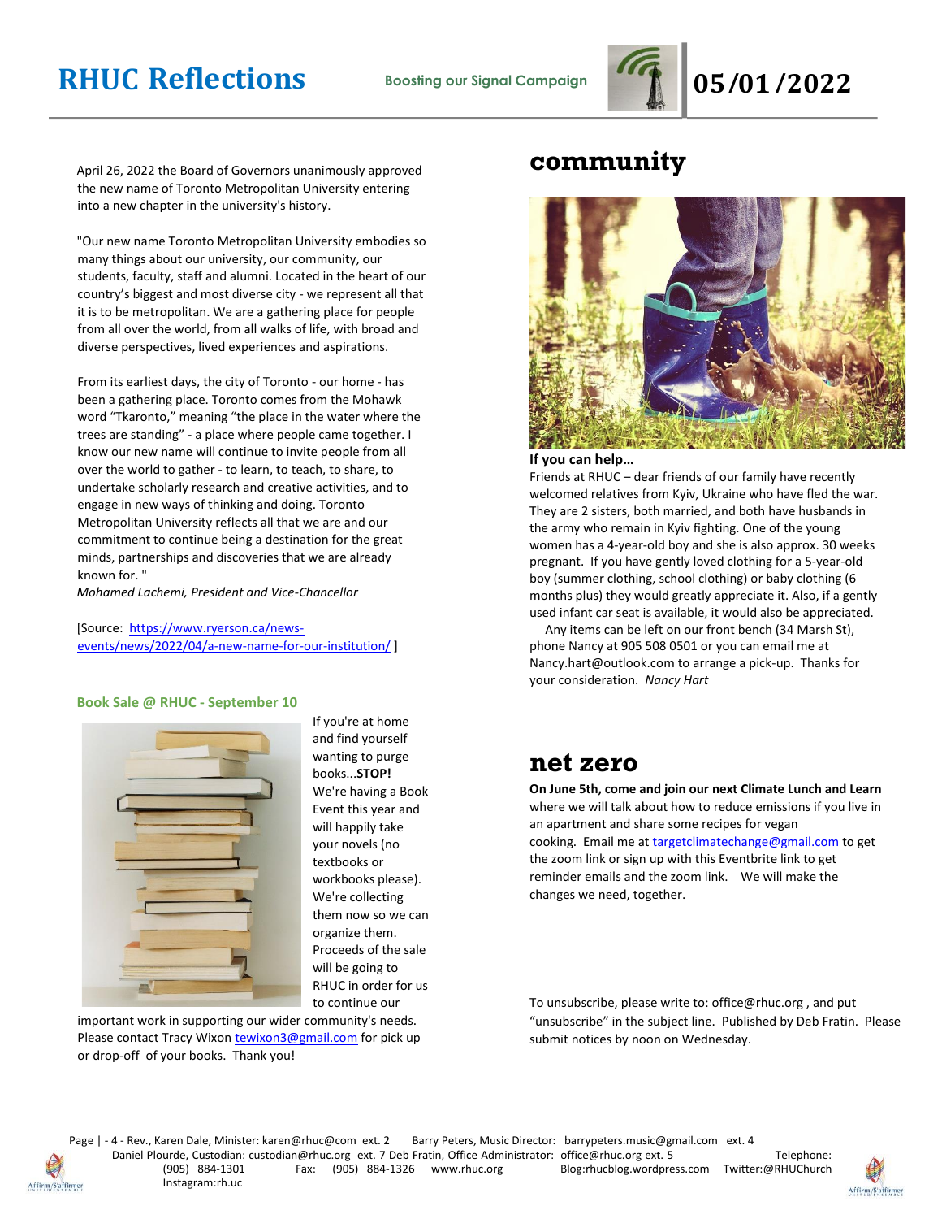April 26, 2022 the Board of Governors unanimously approved the new name of Toronto Metropolitan University entering into a new chapter in the university's history.

"Our new name Toronto Metropolitan University embodies so many things about our university, our community, our students, faculty, staff and alumni. Located in the heart of our country's biggest and most diverse city - we represent all that it is to be metropolitan. We are a gathering place for people from all over the world, from all walks of life, with broad and diverse perspectives, lived experiences and aspirations.

From its earliest days, the city of Toronto - our home - has been a gathering place. Toronto comes from the Mohawk word "Tkaronto," meaning "the place in the water where the trees are standing" - a place where people came together. I know our new name will continue to invite people from all over the world to gather - to learn, to teach, to share, to undertake scholarly research and creative activities, and to engage in new ways of thinking and doing. Toronto Metropolitan University reflects all that we are and our commitment to continue being a destination for the great minds, partnerships and discoveries that we are already known for. "

*Mohamed Lachemi, President and Vice-Chancellor*

[Source: https://www.ryerson.ca/news-events/news/2022/04/a-new-name-for-our-institution/ ]

### Book Sale @ RHUC - September 10

If you're at home and find yourself wanting to purge books...**STOP!** We're having a Book Event this year and will happily take your novels (no textbooks or workbooks please). We're collecting them now so we can organize them. Proceeds of the sale will be going to RHUC in order for us to continue our important work in supporting our wider community's needs. Please contact Tracy Wixon tewixon3@gmail.com for pick up or drop-off of your books. Thank you!

## community

**If you can help…**

Friends at RHUC – dear friends of our family have recently welcomed relatives from Kyiv, Ukraine who have fled the war. They are 2 sisters, both married, and both have husbands in the army who remain in Kyiv fighting. One of the young women has a 4-year-old boy and she is also approx. 30 weeks pregnant. If you have gently loved clothing for a 5-year-old boy (summer clothing, school clothing) or baby clothing (6 months plus) they would greatly appreciate it. Also, if a gently used infant car seat is available, it would also be appreciated.

Any items can be left on our front bench (34 Marsh St), phone Nancy at 905 508 0501 or you can email me at Nancy.hart@outlook.com to arrange a pick-up. Thanks for your consideration. *Nancy Hart*

## net zero

**On June 5th, come and join our next Climate Lunch and Learn** where we will talk about how to reduce emissions if you live in an apartment and share some recipes for vegan cooking. Email me at targetclimatechange@gmail.com to get the zoom link or sign up with this Eventbrite link to get reminder emails and the zoom link. We will make the changes we need, together.

To unsubscribe, please write to: office@rhuc.org , and put "unsubscribe" in the subject line. Published by Deb Fratin. Please submit notices by noon on Wednesday.